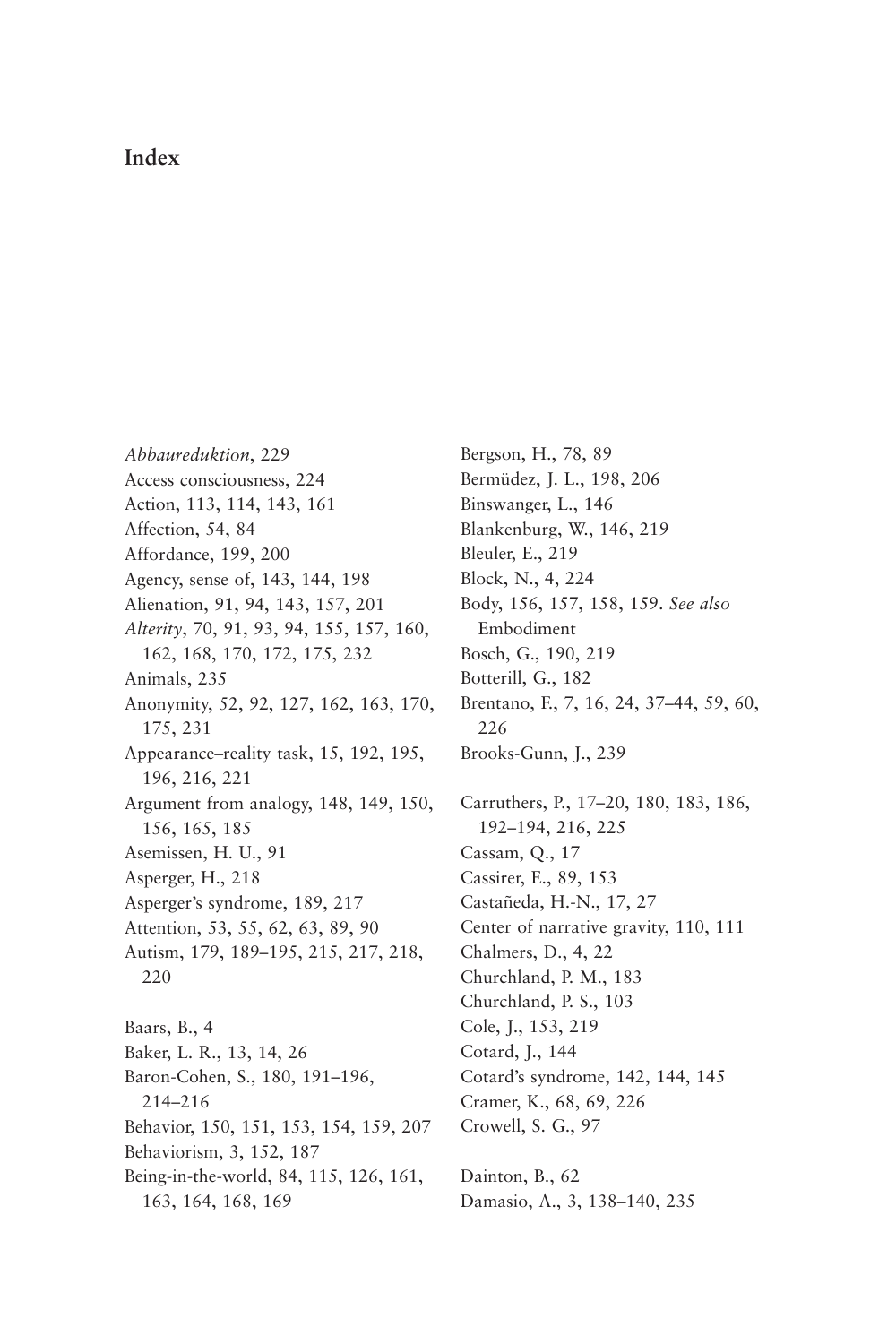# Index

*Abbaureduktion*, 229
Access consciousness, 224
Action, 113, 114, 143, 161
Affection, 54, 84
Affordance, 199, 200
Agency, sense of, 143, 144, 198
Alienation, 91, 94, 143, 157, 201
*Alterity*, 70, 91, 93, 94, 155, 157, 160, 162, 168, 170, 172, 175, 232
Animals, 235
Anonymity, 52, 92, 127, 162, 163, 170, 175, 231
Appearance–reality task, 15, 192, 195, 196, 216, 221
Argument from analogy, 148, 149, 150, 156, 165, 185
Asemissen, H. U., 91
Asperger, H., 218
Asperger's syndrome, 189, 217
Attention, 53, 55, 62, 63, 89, 90
Autism, 179, 189–195, 215, 217, 218, 220

Baars, B., 4
Baker, L. R., 13, 14, 26
Baron-Cohen, S., 180, 191–196, 214–216
Behavior, 150, 151, 153, 154, 159, 207
Behaviorism, 3, 152, 187
Being-in-the-world, 84, 115, 126, 161, 163, 164, 168, 169
Bergson, H., 78, 89
Bermúdez, J. L., 198, 206
Binswanger, L., 146
Blankenburg, W., 146, 219
Bleuler, E., 219
Block, N., 4, 224
Body, 156, 157, 158, 159. *See also* Embodiment
Bosch, G., 190, 219
Botterill, G., 182
Brentano, F., 7, 16, 24, 37–44, 59, 60, 226
Brooks-Gunn, J., 239

Carruthers, P., 17–20, 180, 183, 186, 192–194, 216, 225
Cassam, Q., 17
Cassirer, E., 89, 153
Castañeda, H.-N., 17, 27
Center of narrative gravity, 110, 111
Chalmers, D., 4, 22
Churchland, P. M., 183
Churchland, P. S., 103
Cole, J., 153, 219
Cotard, J., 144
Cotard's syndrome, 142, 144, 145
Cramer, K., 68, 69, 226
Crowell, S. G., 97

Dainton, B., 62
Damasio, A., 3, 138–140, 235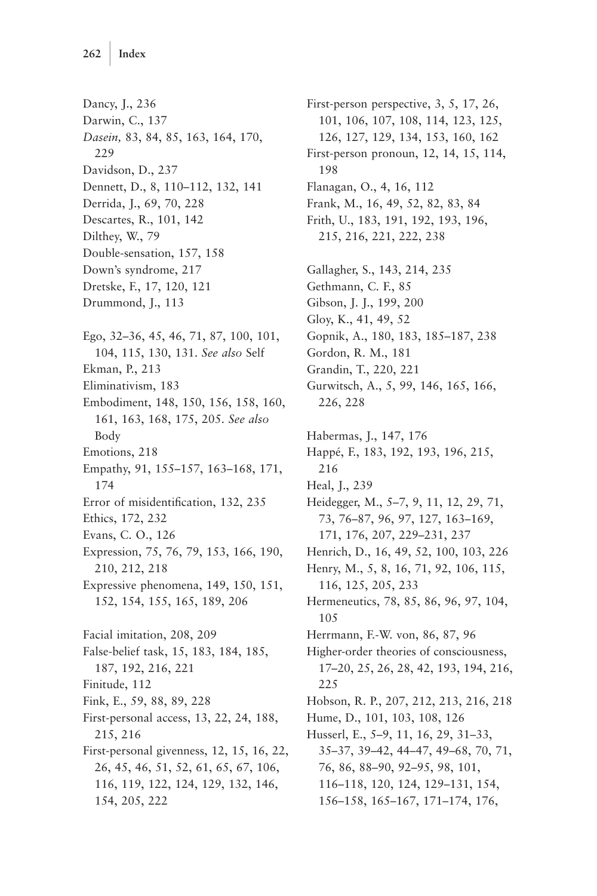Dancy, J., 236
Darwin, C., 137
*Dasein,* 83, 84, 85, 163, 164, 170, 229
Davidson, D., 237
Dennett, D., 8, 110–112, 132, 141
Derrida, J., 69, 70, 228
Descartes, R., 101, 142
Dilthey, W., 79
Double-sensation, 157, 158
Down's syndrome, 217
Dretske, F., 17, 120, 121
Drummond, J., 113

Ego, 32–36, 45, 46, 71, 87, 100, 101, 104, 115, 130, 131. *See also* Self
Ekman, P., 213
Eliminativism, 183
Embodiment, 148, 150, 156, 158, 160, 161, 163, 168, 175, 205. *See also* Body
Emotions, 218
Empathy, 91, 155–157, 163–168, 171, 174
Error of misidentification, 132, 235
Ethics, 172, 232
Evans, C. O., 126
Expression, 75, 76, 79, 153, 166, 190, 210, 212, 218
Expressive phenomena, 149, 150, 151, 152, 154, 155, 165, 189, 206

Facial imitation, 208, 209
False-belief task, 15, 183, 184, 185, 187, 192, 216, 221
Finitude, 112
Fink, E., 59, 88, 89, 228
First-personal access, 13, 22, 24, 188, 215, 216
First-personal givenness, 12, 15, 16, 22, 26, 45, 46, 51, 52, 61, 65, 67, 106, 116, 119, 122, 124, 129, 132, 146, 154, 205, 222
First-person perspective, 3, 5, 17, 26, 101, 106, 107, 108, 114, 123, 125, 126, 127, 129, 134, 153, 160, 162
First-person pronoun, 12, 14, 15, 114, 198
Flanagan, O., 4, 16, 112
Frank, M., 16, 49, 52, 82, 83, 84
Frith, U., 183, 191, 192, 193, 196, 215, 216, 221, 222, 238

Gallagher, S., 143, 214, 235
Gethmann, C. F., 85
Gibson, J. J., 199, 200
Gloy, K., 41, 49, 52
Gopnik, A., 180, 183, 185–187, 238
Gordon, R. M., 181
Grandin, T., 220, 221
Gurwitsch, A., 5, 99, 146, 165, 166, 226, 228

Habermas, J., 147, 176
Happé, F., 183, 192, 193, 196, 215, 216
Heal, J., 239
Heidegger, M., 5–7, 9, 11, 12, 29, 71, 73, 76–87, 96, 97, 127, 163–169, 171, 176, 207, 229–231, 237
Henrich, D., 16, 49, 52, 100, 103, 226
Henry, M., 5, 8, 16, 71, 92, 106, 115, 116, 125, 205, 233
Hermeneutics, 78, 85, 86, 96, 97, 104, 105
Herrmann, F.-W. von, 86, 87, 96
Higher-order theories of consciousness, 17–20, 25, 26, 28, 42, 193, 194, 216, 225
Hobson, R. P., 207, 212, 213, 216, 218
Hume, D., 101, 103, 108, 126
Husserl, E., 5–9, 11, 16, 29, 31–33, 35–37, 39–42, 44–47, 49–68, 70, 71, 76, 86, 88–90, 92–95, 98, 101, 116–118, 120, 124, 129–131, 154, 156–158, 165–167, 171–174, 176,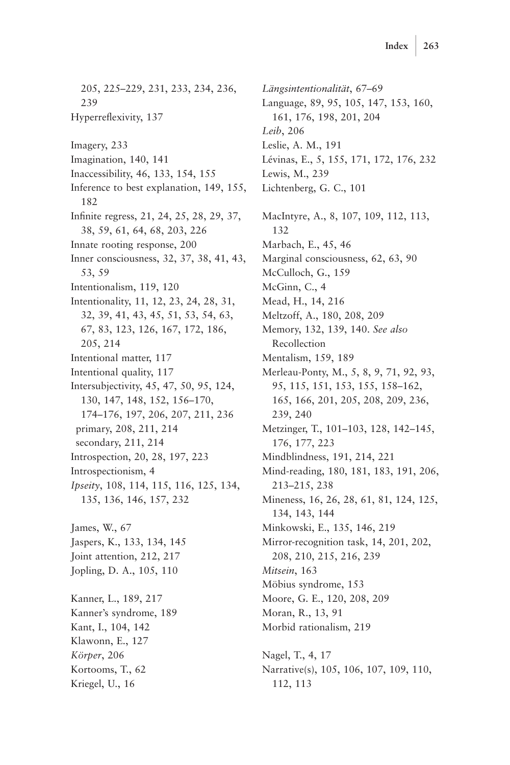205, 225–229, 231, 233, 234, 236, 239

Hyperreflexivity, 137

Imagery, 233

Imagination, 140, 141

Inaccessibility, 46, 133, 154, 155

Inference to best explanation, 149, 155, 182

Infinite regress, 21, 24, 25, 28, 29, 37, 38, 59, 61, 64, 68, 203, 226

Innate rooting response, 200

Inner consciousness, 32, 37, 38, 41, 43, 53, 59

Intentionalism, 119, 120

Intentionality, 11, 12, 23, 24, 28, 31, 32, 39, 41, 43, 45, 51, 53, 54, 63, 67, 83, 123, 126, 167, 172, 186, 205, 214

Intentional matter, 117

Intentional quality, 117

Intersubjectivity, 45, 47, 50, 95, 124, 130, 147, 148, 152, 156–170, 174–176, 197, 206, 207, 211, 236
  primary, 208, 211, 214
  secondary, 211, 214

Introspection, 20, 28, 197, 223

Introspectionism, 4

*Ipseity*, 108, 114, 115, 116, 125, 134, 135, 136, 146, 157, 232

James, W., 67

Jaspers, K., 133, 134, 145

Joint attention, 212, 217

Jopling, D. A., 105, 110

Kanner, L., 189, 217

Kanner's syndrome, 189

Kant, I., 104, 142

Klawonn, E., 127

*Körper*, 206

Kortooms, T., 62

Kriegel, U., 16

*Längsintentionalität*, 67–69

Language, 89, 95, 105, 147, 153, 160, 161, 176, 198, 201, 204

*Leib*, 206

Leslie, A. M., 191

Lévinas, E., 5, 155, 171, 172, 176, 232

Lewis, M., 239

Lichtenberg, G. C., 101

MacIntyre, A., 8, 107, 109, 112, 113, 132

Marbach, E., 45, 46

Marginal consciousness, 62, 63, 90

McCulloch, G., 159

McGinn, C., 4

Mead, H., 14, 216

Meltzoff, A., 180, 208, 209

Memory, 132, 139, 140. *See also* Recollection

Mentalism, 159, 189

Merleau-Ponty, M., 5, 8, 9, 71, 92, 93, 95, 115, 151, 153, 155, 158–162, 165, 166, 201, 205, 208, 209, 236, 239, 240

Metzinger, T., 101–103, 128, 142–145, 176, 177, 223

Mindblindness, 191, 214, 221

Mind-reading, 180, 181, 183, 191, 206, 213–215, 238

Mineness, 16, 26, 28, 61, 81, 124, 125, 134, 143, 144

Minkowski, E., 135, 146, 219

Mirror-recognition task, 14, 201, 202, 208, 210, 215, 216, 239

*Mitsein*, 163

Möbius syndrome, 153

Moore, G. E., 120, 208, 209

Moran, R., 13, 91

Morbid rationalism, 219

Nagel, T., 4, 17

Narrative(s), 105, 106, 107, 109, 110, 112, 113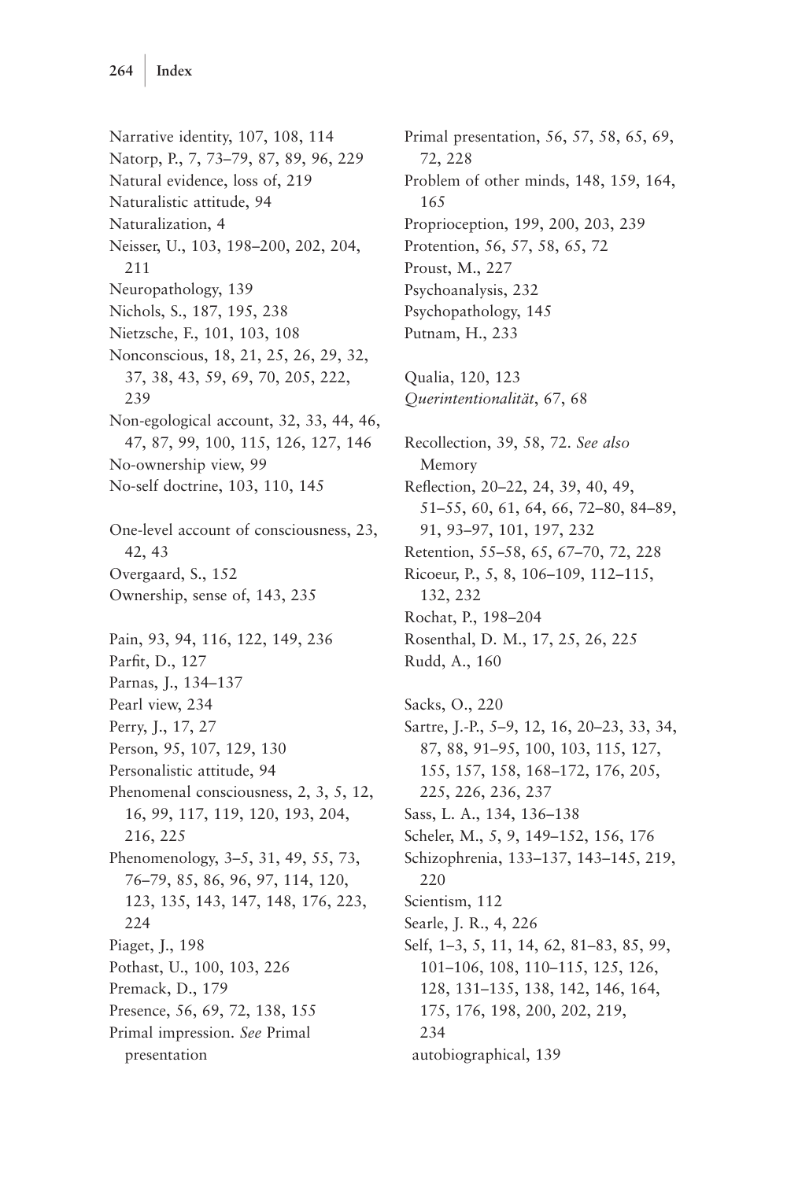Narrative identity, 107, 108, 114
Natorp, P., 7, 73–79, 87, 89, 96, 229
Natural evidence, loss of, 219
Naturalistic attitude, 94
Naturalization, 4
Neisser, U., 103, 198–200, 202, 204, 211
Neuropathology, 139
Nichols, S., 187, 195, 238
Nietzsche, F., 101, 103, 108
Nonconscious, 18, 21, 25, 26, 29, 32, 37, 38, 43, 59, 69, 70, 205, 222, 239
Non-egological account, 32, 33, 44, 46, 47, 87, 99, 100, 115, 126, 127, 146
No-ownership view, 99
No-self doctrine, 103, 110, 145

One-level account of consciousness, 23, 42, 43
Overgaard, S., 152
Ownership, sense of, 143, 235

Pain, 93, 94, 116, 122, 149, 236
Parfit, D., 127
Parnas, J., 134–137
Pearl view, 234
Perry, J., 17, 27
Person, 95, 107, 129, 130
Personalistic attitude, 94
Phenomenal consciousness, 2, 3, 5, 12, 16, 99, 117, 119, 120, 193, 204, 216, 225
Phenomenology, 3–5, 31, 49, 55, 73, 76–79, 85, 86, 96, 97, 114, 120, 123, 135, 143, 147, 148, 176, 223, 224
Piaget, J., 198
Pothast, U., 100, 103, 226
Premack, D., 179
Presence, 56, 69, 72, 138, 155
Primal impression. *See* Primal presentation
Primal presentation, 56, 57, 58, 65, 69, 72, 228
Problem of other minds, 148, 159, 164, 165
Proprioception, 199, 200, 203, 239
Protention, 56, 57, 58, 65, 72
Proust, M., 227
Psychoanalysis, 232
Psychopathology, 145
Putnam, H., 233

Qualia, 120, 123
*Querintentionalität*, 67, 68

Recollection, 39, 58, 72. *See also* Memory
Reflection, 20–22, 24, 39, 40, 49, 51–55, 60, 61, 64, 66, 72–80, 84–89, 91, 93–97, 101, 197, 232
Retention, 55–58, 65, 67–70, 72, 228
Ricoeur, P., 5, 8, 106–109, 112–115, 132, 232
Rochat, P., 198–204
Rosenthal, D. M., 17, 25, 26, 225
Rudd, A., 160

Sacks, O., 220
Sartre, J.-P., 5–9, 12, 16, 20–23, 33, 34, 87, 88, 91–95, 100, 103, 115, 127, 155, 157, 158, 168–172, 176, 205, 225, 226, 236, 237
Sass, L. A., 134, 136–138
Scheler, M., 5, 9, 149–152, 156, 176
Schizophrenia, 133–137, 143–145, 219, 220
Scientism, 112
Searle, J. R., 4, 226
Self, 1–3, 5, 11, 14, 62, 81–83, 85, 99, 101–106, 108, 110–115, 125, 126, 128, 131–135, 138, 142, 146, 164, 175, 176, 198, 200, 202, 219, 234
  autobiographical, 139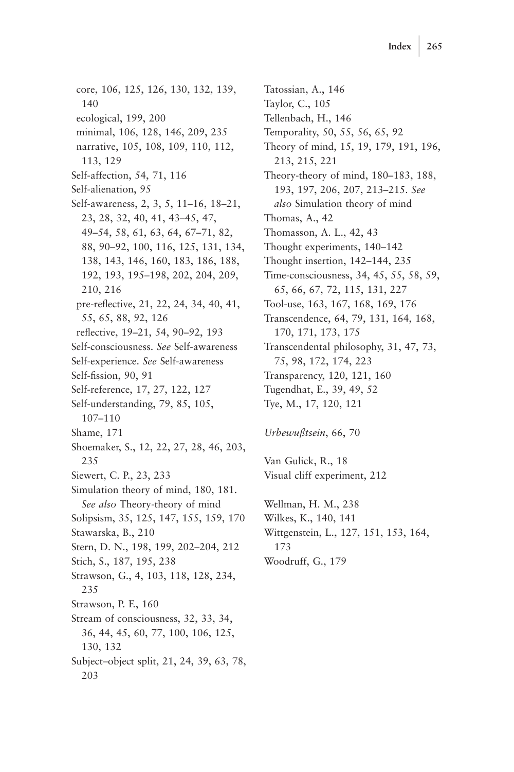core, 106, 125, 126, 130, 132, 139, 140
ecological, 199, 200
minimal, 106, 128, 146, 209, 235
narrative, 105, 108, 109, 110, 112, 113, 129

Self-affection, 54, 71, 116
Self-alienation, 95
Self-awareness, 2, 3, 5, 11–16, 18–21, 23, 28, 32, 40, 41, 43–45, 47, 49–54, 58, 61, 63, 64, 67–71, 82, 88, 90–92, 100, 116, 125, 131, 134, 138, 143, 146, 160, 183, 186, 188, 192, 193, 195–198, 202, 204, 209, 210, 216
pre-reflective, 21, 22, 24, 34, 40, 41, 55, 65, 88, 92, 126
reflective, 19–21, 54, 90–92, 193

Self-consciousness. *See* Self-awareness
Self-experience. *See* Self-awareness
Self-fission, 90, 91
Self-reference, 17, 27, 122, 127
Self-understanding, 79, 85, 105, 107–110
Shame, 171
Shoemaker, S., 12, 22, 27, 28, 46, 203, 235
Siewert, C. P., 23, 233
Simulation theory of mind, 180, 181. *See also* Theory-theory of mind
Solipsism, 35, 125, 147, 155, 159, 170
Stawarska, B., 210
Stern, D. N., 198, 199, 202–204, 212
Stich, S., 187, 195, 238
Strawson, G., 4, 103, 118, 128, 234, 235
Strawson, P. F., 160
Stream of consciousness, 32, 33, 34, 36, 44, 45, 60, 77, 100, 106, 125, 130, 132
Subject–object split, 21, 24, 39, 63, 78, 203

Tatossian, A., 146
Taylor, C., 105
Tellenbach, H., 146
Temporality, 50, 55, 56, 65, 92
Theory of mind, 15, 19, 179, 191, 196, 213, 215, 221
Theory-theory of mind, 180–183, 188, 193, 197, 206, 207, 213–215. *See also* Simulation theory of mind
Thomas, A., 42
Thomasson, A. L., 42, 43
Thought experiments, 140–142
Thought insertion, 142–144, 235
Time-consciousness, 34, 45, 55, 58, 59, 65, 66, 67, 72, 115, 131, 227
Tool-use, 163, 167, 168, 169, 176
Transcendence, 64, 79, 131, 164, 168, 170, 171, 173, 175
Transcendental philosophy, 31, 47, 73, 75, 98, 172, 174, 223
Transparency, 120, 121, 160
Tugendhat, E., 39, 49, 52
Tye, M., 17, 120, 121

*Urbewußtsein*, 66, 70

Van Gulick, R., 18
Visual cliff experiment, 212

Wellman, H. M., 238
Wilkes, K., 140, 141
Wittgenstein, L., 127, 151, 153, 164, 173
Woodruff, G., 179